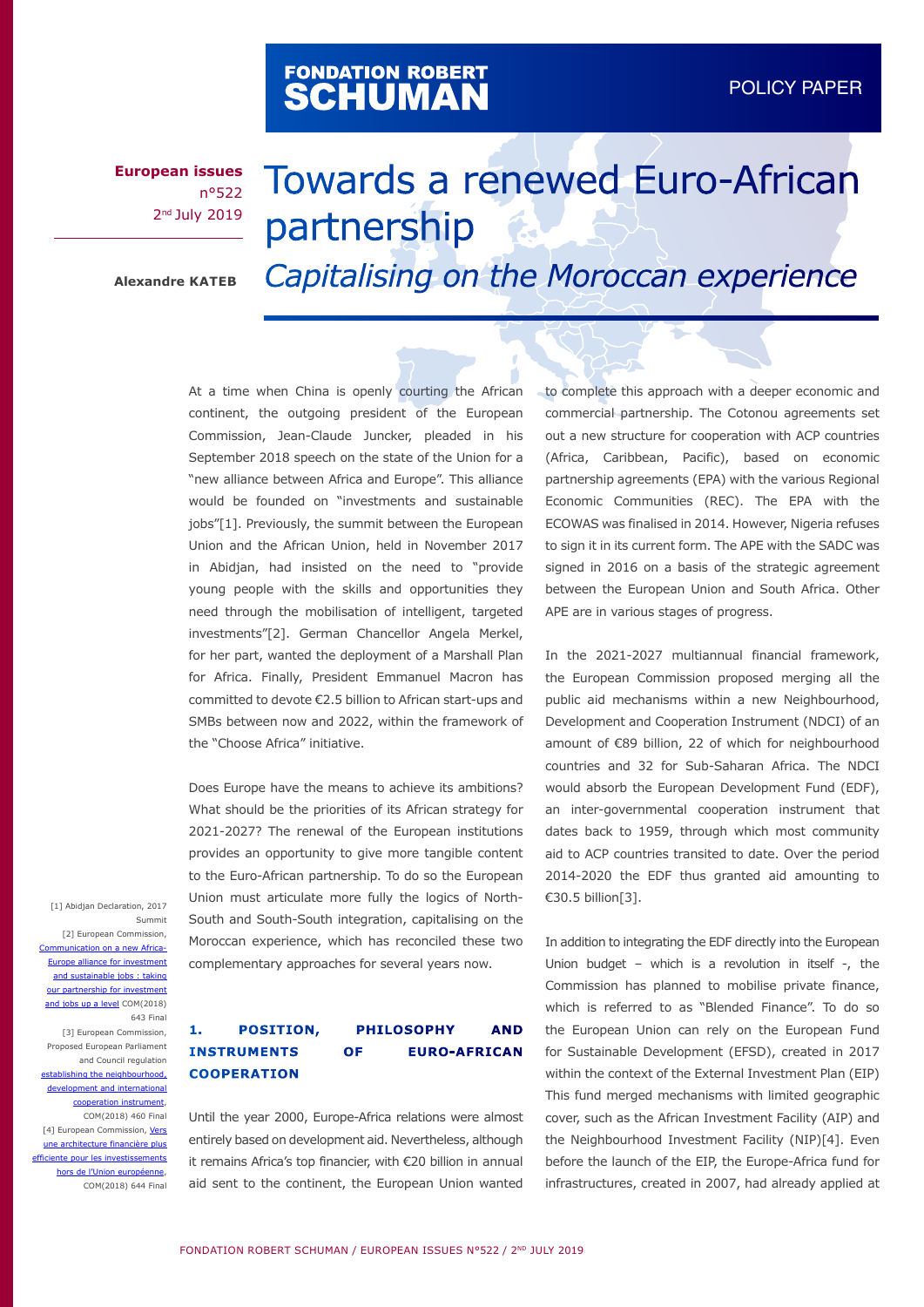FONDATION ROBERT SCHUMAN

POLICY PAPER

**European issues**
n°522
2nd July 2019

**Alexandre KATEB**

# Towards a renewed Euro-African partnership

## *Capitalising on the Moroccan experience*

At a time when China is openly courting the African continent, the outgoing president of the European Commission, Jean-Claude Juncker, pleaded in his September 2018 speech on the state of the Union for a "new alliance between Africa and Europe". This alliance would be founded on "investments and sustainable jobs"[1]. Previously, the summit between the European Union and the African Union, held in November 2017 in Abidjan, had insisted on the need to "provide young people with the skills and opportunities they need through the mobilisation of intelligent, targeted investments"[2]. German Chancellor Angela Merkel, for her part, wanted the deployment of a Marshall Plan for Africa. Finally, President Emmanuel Macron has committed to devote €2.5 billion to African start-ups and SMBs between now and 2022, within the framework of the "Choose Africa" initiative.

Does Europe have the means to achieve its ambitions? What should be the priorities of its African strategy for 2021-2027? The renewal of the European institutions provides an opportunity to give more tangible content to the Euro-African partnership. To do so the European Union must articulate more fully the logics of North-South and South-South integration, capitalising on the Moroccan experience, which has reconciled these two complementary approaches for several years now.

### 1. POSITION, PHILOSOPHY AND INSTRUMENTS OF EURO-AFRICAN COOPERATION

Until the year 2000, Europe-Africa relations were almost entirely based on development aid. Nevertheless, although it remains Africa's top financier, with €20 billion in annual aid sent to the continent, the European Union wanted to complete this approach with a deeper economic and commercial partnership. The Cotonou agreements set out a new structure for cooperation with ACP countries (Africa, Caribbean, Pacific), based on economic partnership agreements (EPA) with the various Regional Economic Communities (REC). The EPA with the ECOWAS was finalised in 2014. However, Nigeria refuses to sign it in its current form. The APE with the SADC was signed in 2016 on a basis of the strategic agreement between the European Union and South Africa. Other APE are in various stages of progress.

In the 2021-2027 multiannual financial framework, the European Commission proposed merging all the public aid mechanisms within a new Neighbourhood, Development and Cooperation Instrument (NDCI) of an amount of €89 billion, 22 of which for neighbourhood countries and 32 for Sub-Saharan Africa. The NDCI would absorb the European Development Fund (EDF), an inter-governmental cooperation instrument that dates back to 1959, through which most community aid to ACP countries transited to date. Over the period 2014-2020 the EDF thus granted aid amounting to €30.5 billion[3].

In addition to integrating the EDF directly into the European Union budget – which is a revolution in itself -, the Commission has planned to mobilise private finance, which is referred to as "Blended Finance". To do so the European Union can rely on the European Fund for Sustainable Development (EFSD), created in 2017 within the context of the External Investment Plan (EIP) This fund merged mechanisms with limited geographic cover, such as the African Investment Facility (AIP) and the Neighbourhood Investment Facility (NIP)[4]. Even before the launch of the EIP, the Europe-Africa fund for infrastructures, created in 2007, had already applied at

[1] Abidjan Declaration, 2017 Summit

[2] European Commission, Communication on a new Africa-Europe alliance for investment and sustainable jobs : taking our partnership for investment and jobs up a level COM(2018) 643 Final

[3] European Commission, Proposed European Parliament and Council regulation establishing the neighbourhood, development and international cooperation instrument, COM(2018) 460 Final

[4] European Commission, Vers une architecture financière plus efficiente pour les investissements hors de l'Union européenne, COM(2018) 644 Final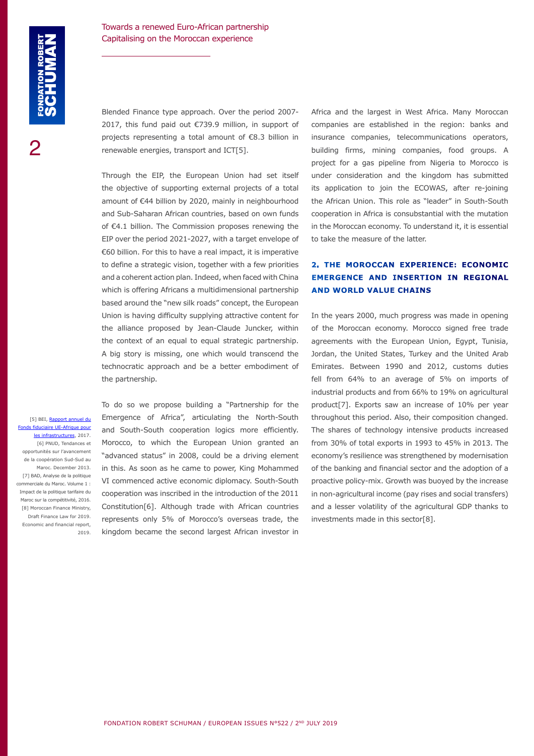Blended Finance type approach. Over the period 2007-2017, this fund paid out €739.9 million, in support of projects representing a total amount of €8.3 billion in renewable energies, transport and ICT[5].

Through the EIP, the European Union had set itself the objective of supporting external projects of a total amount of €44 billion by 2020, mainly in neighbourhood and Sub-Saharan African countries, based on own funds of €4.1 billion. The Commission proposes renewing the EIP over the period 2021-2027, with a target envelope of €60 billion. For this to have a real impact, it is imperative to define a strategic vision, together with a few priorities and a coherent action plan. Indeed, when faced with China which is offering Africans a multidimensional partnership based around the "new silk roads" concept, the European Union is having difficulty supplying attractive content for the alliance proposed by Jean-Claude Juncker, within the context of an equal to equal strategic partnership. A big story is missing, one which would transcend the technocratic approach and be a better embodiment of the partnership.

To do so we propose building a "Partnership for the Emergence of Africa", articulating the North-South and South-South cooperation logics more efficiently. Morocco, to which the European Union granted an "advanced status" in 2008, could be a driving element in this. As soon as he came to power, King Mohammed VI commenced active economic diplomacy. South-South cooperation was inscribed in the introduction of the 2011 Constitution[6]. Although trade with African countries represents only 5% of Morocco's overseas trade, the kingdom became the second largest African investor in Africa and the largest in West Africa. Many Moroccan companies are established in the region: banks and insurance companies, telecommunications operators, building firms, mining companies, food groups. A project for a gas pipeline from Nigeria to Morocco is under consideration and the kingdom has submitted its application to join the ECOWAS, after re-joining the African Union. This role as "leader" in South-South cooperation in Africa is consubstantial with the mutation in the Moroccan economy. To understand it, it is essential to take the measure of the latter.

## 2. THE MOROCCAN EXPERIENCE: ECONOMIC EMERGENCE AND INSERTION IN REGIONAL AND WORLD VALUE CHAINS

In the years 2000, much progress was made in opening of the Moroccan economy. Morocco signed free trade agreements with the European Union, Egypt, Tunisia, Jordan, the United States, Turkey and the United Arab Emirates. Between 1990 and 2012, customs duties fell from 64% to an average of 5% on imports of industrial products and from 66% to 19% on agricultural product[7]. Exports saw an increase of 10% per year throughout this period. Also, their composition changed. The shares of technology intensive products increased from 30% of total exports in 1993 to 45% in 2013. The economy's resilience was strengthened by modernisation of the banking and financial sector and the adoption of a proactive policy-mix. Growth was buoyed by the increase in non-agricultural income (pay rises and social transfers) and a lesser volatility of the agricultural GDP thanks to investments made in this sector[8].

[5] BEI, Rapport annuel du Fonds fiduciaire UE-Afrique pour les infrastructures, 2017.

[6] PNUD, Tendances et opportunités sur l'avancement de la coopération Sud-Sud au Maroc. December 2013.

[7] BAD, Analyse de la politique commerciale du Maroc. Volume 1 : Impact de la politique tarifaire du Maroc sur la compétitivité, 2016.

[8] Moroccan Finance Ministry, Draft Finance Law for 2019. Economic and financial report, 2019.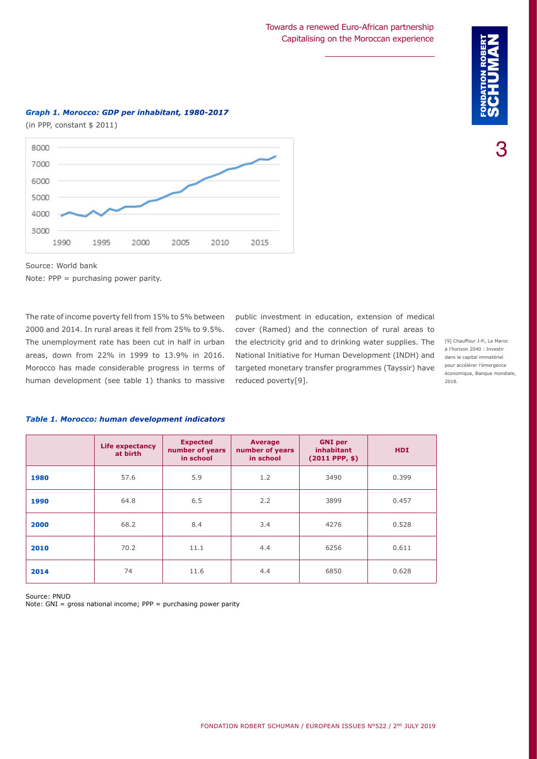*Graph 1. Morocco: GDP per inhabitant, 1980-2017*

(in PPP, constant $ 2011)

Source: World bank

Note: PPP = purchasing power parity.

The rate of income poverty fell from 15% to 5% between 2000 and 2014. In rural areas it fell from 25% to 9.5%. The unemployment rate has been cut in half in urban areas, down from 22% in 1999 to 13.9% in 2016. Morocco has made considerable progress in terms of human development (see table 1) thanks to massive public investment in education, extension of medical cover (Ramed) and the connection of rural areas to the electricity grid and to drinking water supplies. The National Initiative for Human Development (INDH) and targeted monetary transfer programmes (Tayssir) have reduced poverty[9].

[9] Chauffour J-P., Le Maroc à l'horizon 2040 : Investir dans le capital immatériel pour accélérer l'émergence économique, Banque mondiale, 2018.

*Table 1. Morocco: human development indicators*

| | Life expectancy at birth | Expected number of years in school | Average number of years in school | GNI per inhabitant (2011 PPP, $) | HDI |
|---|---|---|---|---|---|
| **1980** | 57.6 | 5.9 | 1.2 | 3490 | 0.399 |
| **1990** | 64.8 | 6.5 | 2.2 | 3899 | 0.457 |
| **2000** | 68.2 | 8.4 | 3.4 | 4276 | 0.528 |
| **2010** | 70.2 | 11.1 | 4.4 | 6256 | 0.611 |
| **2014** | 74 | 11.6 | 4.4 | 6850 | 0.628 |

Source: PNUD

Note: GNI = gross national income; PPP = purchasing power parity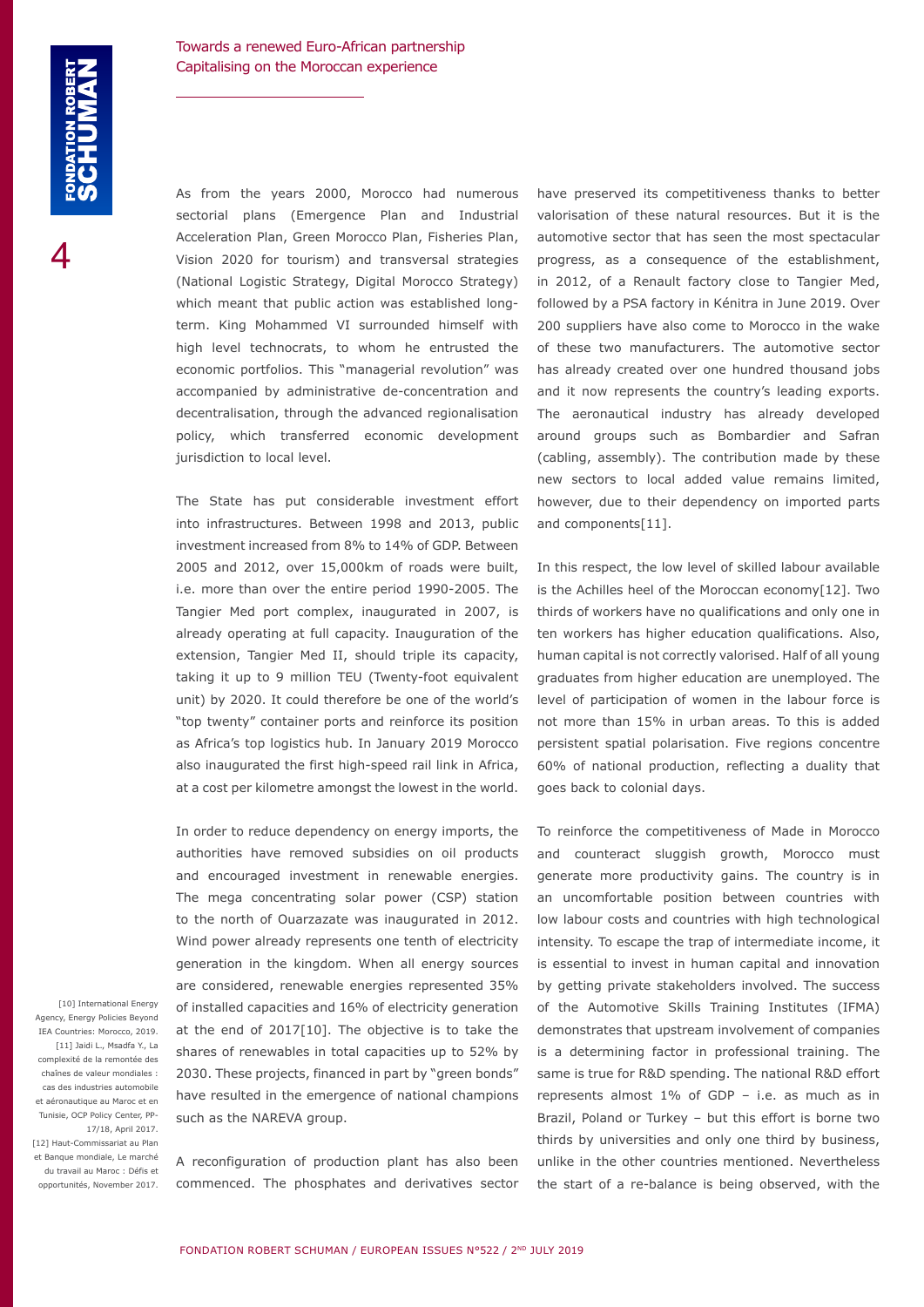As from the years 2000, Morocco had numerous sectorial plans (Emergence Plan and Industrial Acceleration Plan, Green Morocco Plan, Fisheries Plan, Vision 2020 for tourism) and transversal strategies (National Logistic Strategy, Digital Morocco Strategy) which meant that public action was established long-term. King Mohammed VI surrounded himself with high level technocrats, to whom he entrusted the economic portfolios. This "managerial revolution" was accompanied by administrative de-concentration and decentralisation, through the advanced regionalisation policy, which transferred economic development jurisdiction to local level.

The State has put considerable investment effort into infrastructures. Between 1998 and 2013, public investment increased from 8% to 14% of GDP. Between 2005 and 2012, over 15,000km of roads were built, i.e. more than over the entire period 1990-2005. The Tangier Med port complex, inaugurated in 2007, is already operating at full capacity. Inauguration of the extension, Tangier Med II, should triple its capacity, taking it up to 9 million TEU (Twenty-foot equivalent unit) by 2020. It could therefore be one of the world's "top twenty" container ports and reinforce its position as Africa's top logistics hub. In January 2019 Morocco also inaugurated the first high-speed rail link in Africa, at a cost per kilometre amongst the lowest in the world.

In order to reduce dependency on energy imports, the authorities have removed subsidies on oil products and encouraged investment in renewable energies. The mega concentrating solar power (CSP) station to the north of Ouarzazate was inaugurated in 2012. Wind power already represents one tenth of electricity generation in the kingdom. When all energy sources are considered, renewable energies represented 35% of installed capacities and 16% of electricity generation at the end of 2017[10]. The objective is to take the shares of renewables in total capacities up to 52% by 2030. These projects, financed in part by "green bonds" have resulted in the emergence of national champions such as the NAREVA group.

A reconfiguration of production plant has also been commenced. The phosphates and derivatives sector have preserved its competitiveness thanks to better valorisation of these natural resources. But it is the automotive sector that has seen the most spectacular progress, as a consequence of the establishment, in 2012, of a Renault factory close to Tangier Med, followed by a PSA factory in Kénitra in June 2019. Over 200 suppliers have also come to Morocco in the wake of these two manufacturers. The automotive sector has already created over one hundred thousand jobs and it now represents the country's leading exports. The aeronautical industry has already developed around groups such as Bombardier and Safran (cabling, assembly). The contribution made by these new sectors to local added value remains limited, however, due to their dependency on imported parts and components[11].

In this respect, the low level of skilled labour available is the Achilles heel of the Moroccan economy[12]. Two thirds of workers have no qualifications and only one in ten workers has higher education qualifications. Also, human capital is not correctly valorised. Half of all young graduates from higher education are unemployed. The level of participation of women in the labour force is not more than 15% in urban areas. To this is added persistent spatial polarisation. Five regions concentre 60% of national production, reflecting a duality that goes back to colonial days.

To reinforce the competitiveness of Made in Morocco and counteract sluggish growth, Morocco must generate more productivity gains. The country is in an uncomfortable position between countries with low labour costs and countries with high technological intensity. To escape the trap of intermediate income, it is essential to invest in human capital and innovation by getting private stakeholders involved. The success of the Automotive Skills Training Institutes (IFMA) demonstrates that upstream involvement of companies is a determining factor in professional training. The same is true for R&D spending. The national R&D effort represents almost 1% of GDP – i.e. as much as in Brazil, Poland or Turkey – but this effort is borne two thirds by universities and only one third by business, unlike in the other countries mentioned. Nevertheless the start of a re-balance is being observed, with the

[10] International Energy Agency, Energy Policies Beyond IEA Countries: Morocco, 2019.

[11] Jaidi L., Msadfa Y., La complexité de la remontée des chaînes de valeur mondiales : cas des industries automobile et aéronautique au Maroc et en Tunisie, OCP Policy Center, PP-17/18, April 2017.

[12] Haut-Commissariat au Plan et Banque mondiale, Le marché du travail au Maroc : Défis et opportunités, November 2017.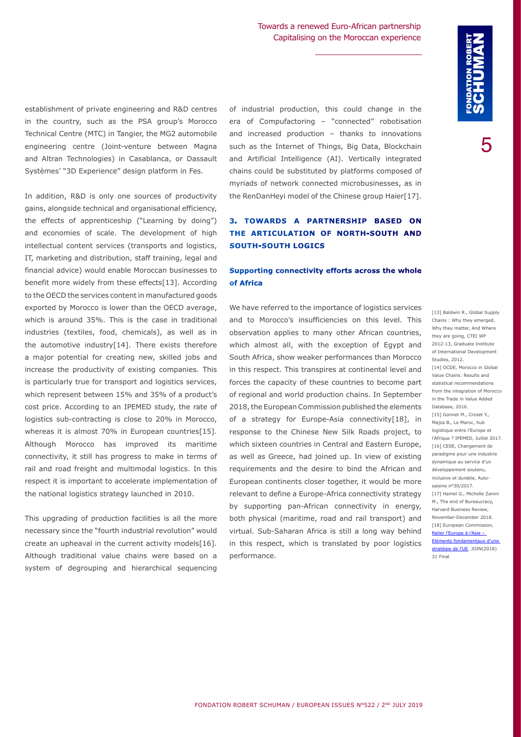establishment of private engineering and R&D centres in the country, such as the PSA group's Morocco Technical Centre (MTC) in Tangier, the MG2 automobile engineering centre (Joint-venture between Magna and Altran Technologies) in Casablanca, or Dassault Systèmes' "3D Experience" design platform in Fes.

In addition, R&D is only one sources of productivity gains, alongside technical and organisational efficiency, the effects of apprenticeship ("Learning by doing") and economies of scale. The development of high intellectual content services (transports and logistics, IT, marketing and distribution, staff training, legal and financial advice) would enable Moroccan businesses to benefit more widely from these effects[13]. According to the OECD the services content in manufactured goods exported by Morocco is lower than the OECD average, which is around 35%. This is the case in traditional industries (textiles, food, chemicals), as well as in the automotive industry[14]. There exists therefore a major potential for creating new, skilled jobs and increase the productivity of existing companies. This is particularly true for transport and logistics services, which represent between 15% and 35% of a product's cost price. According to an IPEMED study, the rate of logistics sub-contracting is close to 20% in Morocco, whereas it is almost 70% in European countries[15]. Although Morocco has improved its maritime connectivity, it still has progress to make in terms of rail and road freight and multimodal logistics. In this respect it is important to accelerate implementation of the national logistics strategy launched in 2010.

This upgrading of production facilities is all the more necessary since the "fourth industrial revolution" would create an upheaval in the current activity models[16]. Although traditional value chains were based on a system of degrouping and hierarchical sequencing of industrial production, this could change in the era of Compufactoring – "connected" robotisation and increased production – thanks to innovations such as the Internet of Things, Big Data, Blockchain and Artificial Intelligence (AI). Vertically integrated chains could be substituted by platforms composed of myriads of network connected microbusinesses, as in the RenDanHeyi model of the Chinese group Haier[17].

## 3. TOWARDS A PARTNERSHIP BASED ON THE ARTICULATION OF NORTH-SOUTH AND SOUTH-SOUTH LOGICS

### Supporting connectivity efforts across the whole of Africa

We have referred to the importance of logistics services and to Morocco's insufficiencies on this level. This observation applies to many other African countries, which almost all, with the exception of Egypt and South Africa, show weaker performances than Morocco in this respect. This transpires at continental level and forces the capacity of these countries to become part of regional and world production chains. In September 2018, the European Commission published the elements of a strategy for Europe-Asia connectivity[18], in response to the Chinese New Silk Roads project, to which sixteen countries in Central and Eastern Europe, as well as Greece, had joined up. In view of existing requirements and the desire to bind the African and European continents closer together, it would be more relevant to define a Europe-Africa connectivity strategy by supporting pan-African connectivity in energy, both physical (maritime, road and rail transport) and virtual. Sub-Saharan Africa is still a long way behind in this respect, which is translated by poor logistics performance.

[13] Baldwin R., Global Supply Chains : Why they emerged, Why they matter, And Where they are going, CTEI WP 2012-13, Graduate Institute of International Development Studies, 2012.

[14] OCDE, Morocco in Global Value Chains: Results and statistical recommendations from the integration of Morocco in the Trade in Value Added Database, 2016.

[15] Gonnet M., Crozet Y., Majza B., Le Maroc, hub logistique entre l'Europe et l'Afrique ? IPEMED, Juillet 2017.

[16] CESE, Changement de paradigme pour une industrie dynamique au service d'un développement soutenu, inclusive et durable, Auto-saisine n°30/2017.

[17] Hamel G., Michelle Zanini M., The end of Bureaucracy, Harvard Business Review, November-December 2018.

[18] European Commission, Relier l'Europe à l'Asie – Eléments fondamentaux d'une stratégie de l'UE, JOIN(2018) 31 Final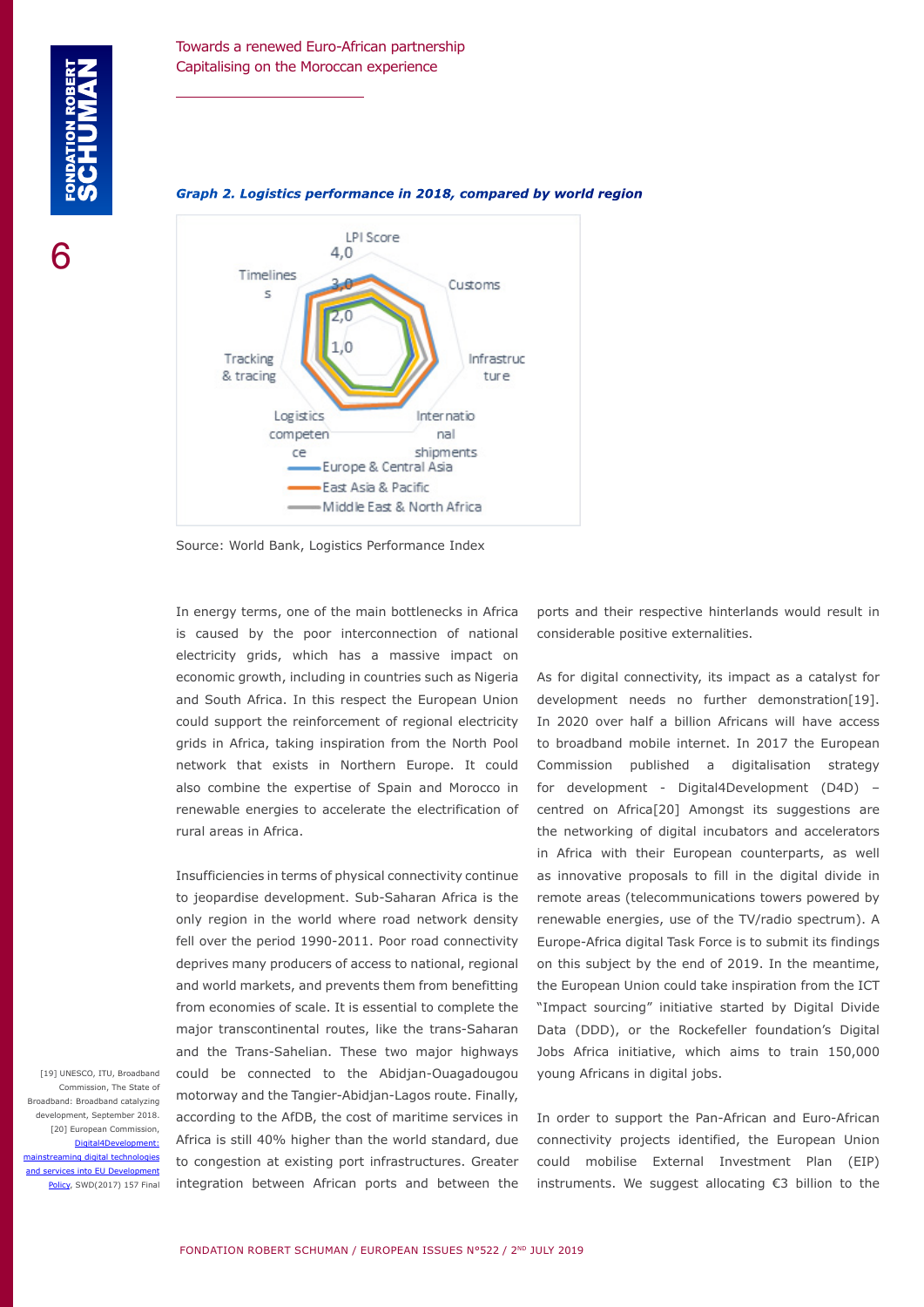*Graph 2. Logistics performance in 2018, compared by world region*

Source: World Bank, Logistics Performance Index

In energy terms, one of the main bottlenecks in Africa is caused by the poor interconnection of national electricity grids, which has a massive impact on economic growth, including in countries such as Nigeria and South Africa. In this respect the European Union could support the reinforcement of regional electricity grids in Africa, taking inspiration from the North Pool network that exists in Northern Europe. It could also combine the expertise of Spain and Morocco in renewable energies to accelerate the electrification of rural areas in Africa.

Insufficiencies in terms of physical connectivity continue to jeopardise development. Sub-Saharan Africa is the only region in the world where road network density fell over the period 1990-2011. Poor road connectivity deprives many producers of access to national, regional and world markets, and prevents them from benefitting from economies of scale. It is essential to complete the major transcontinental routes, like the trans-Saharan and the Trans-Sahelian. These two major highways could be connected to the Abidjan-Ouagadougou motorway and the Tangier-Abidjan-Lagos route. Finally, according to the AfDB, the cost of maritime services in Africa is still 40% higher than the world standard, due to congestion at existing port infrastructures. Greater integration between African ports and between the ports and their respective hinterlands would result in considerable positive externalities.

As for digital connectivity, its impact as a catalyst for development needs no further demonstration[19]. In 2020 over half a billion Africans will have access to broadband mobile internet. In 2017 the European Commission published a digitalisation strategy for development - Digital4Development (D4D) – centred on Africa[20] Amongst its suggestions are the networking of digital incubators and accelerators in Africa with their European counterparts, as well as innovative proposals to fill in the digital divide in remote areas (telecommunications towers powered by renewable energies, use of the TV/radio spectrum). A Europe-Africa digital Task Force is to submit its findings on this subject by the end of 2019. In the meantime, the European Union could take inspiration from the ICT "Impact sourcing" initiative started by Digital Divide Data (DDD), or the Rockefeller foundation's Digital Jobs Africa initiative, which aims to train 150,000 young Africans in digital jobs.

In order to support the Pan-African and Euro-African connectivity projects identified, the European Union could mobilise External Investment Plan (EIP) instruments. We suggest allocating €3 billion to the

[19] UNESCO, ITU, Broadband Commission, The State of Broadband: Broadband catalyzing development, September 2018.

[20] European Commission, Digital4Development: mainstreaming digital technologies and services into EU Development Policy, SWD(2017) 157 Final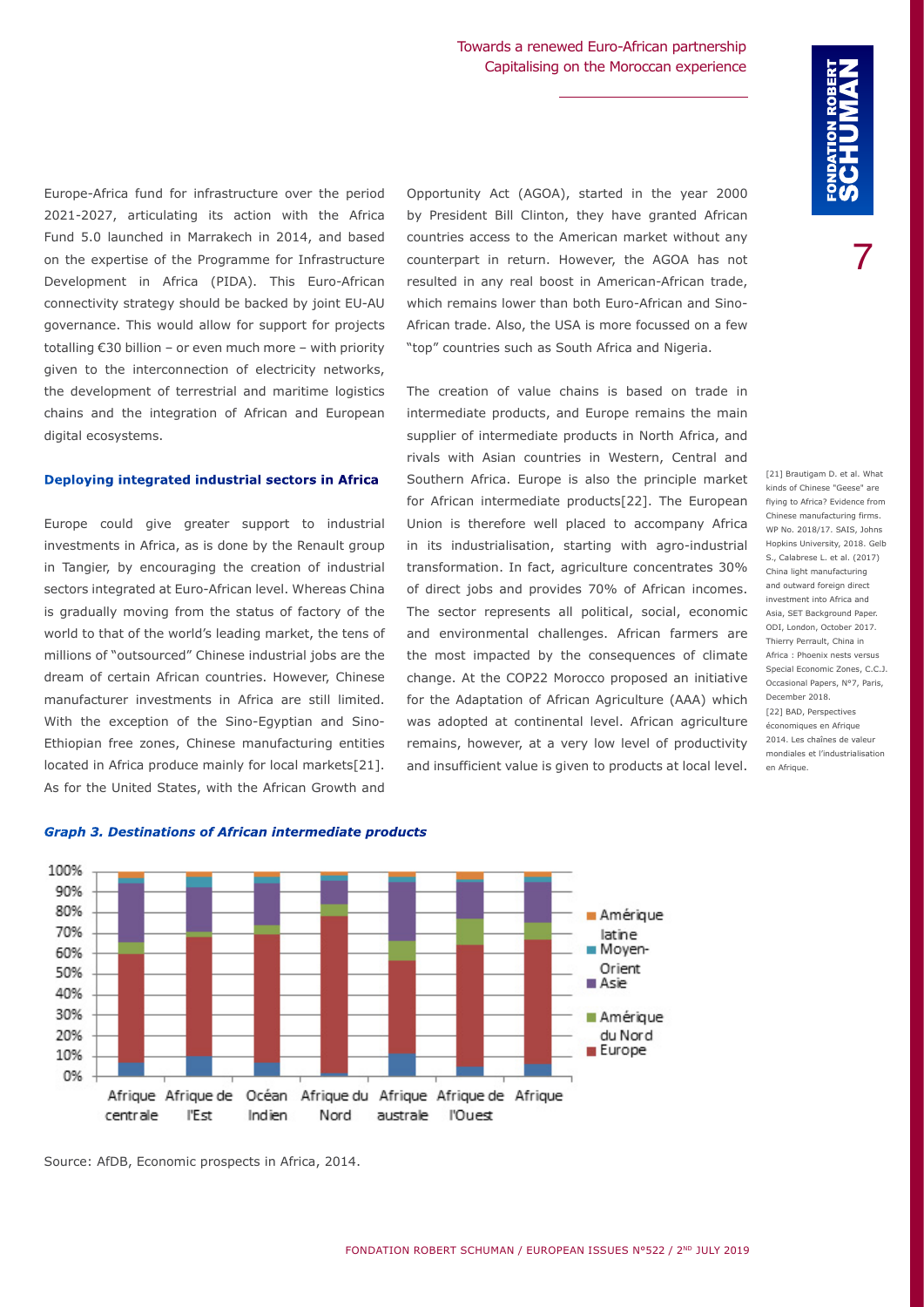Europe-Africa fund for infrastructure over the period 2021-2027, articulating its action with the Africa Fund 5.0 launched in Marrakech in 2014, and based on the expertise of the Programme for Infrastructure Development in Africa (PIDA). This Euro-African connectivity strategy should be backed by joint EU-AU governance. This would allow for support for projects totalling €30 billion – or even much more – with priority given to the interconnection of electricity networks, the development of terrestrial and maritime logistics chains and the integration of African and European digital ecosystems.

### Deploying integrated industrial sectors in Africa

Europe could give greater support to industrial investments in Africa, as is done by the Renault group in Tangier, by encouraging the creation of industrial sectors integrated at Euro-African level. Whereas China is gradually moving from the status of factory of the world to that of the world's leading market, the tens of millions of "outsourced" Chinese industrial jobs are the dream of certain African countries. However, Chinese manufacturer investments in Africa are still limited. With the exception of the Sino-Egyptian and Sino-Ethiopian free zones, Chinese manufacturing entities located in Africa produce mainly for local markets[21]. As for the United States, with the African Growth and Opportunity Act (AGOA), started in the year 2000 by President Bill Clinton, they have granted African countries access to the American market without any counterpart in return. However, the AGOA has not resulted in any real boost in American-African trade, which remains lower than both Euro-African and Sino-African trade. Also, the USA is more focussed on a few "top" countries such as South Africa and Nigeria.

The creation of value chains is based on trade in intermediate products, and Europe remains the main supplier of intermediate products in North Africa, and rivals with Asian countries in Western, Central and Southern Africa. Europe is also the principle market for African intermediate products[22]. The European Union is therefore well placed to accompany Africa in its industrialisation, starting with agro-industrial transformation. In fact, agriculture concentrates 30% of direct jobs and provides 70% of African incomes. The sector represents all political, social, economic and environmental challenges. African farmers are the most impacted by the consequences of climate change. At the COP22 Morocco proposed an initiative for the Adaptation of African Agriculture (AAA) which was adopted at continental level. African agriculture remains, however, at a very low level of productivity and insufficient value is given to products at local level.

[21] Brautigam D. et al. What kinds of Chinese "Geese" are flying to Africa? Evidence from Chinese manufacturing firms. WP No. 2018/17. SAIS, Johns Hopkins University, 2018. Gelb S., Calabrese L. et al. (2017) China light manufacturing and outward foreign direct investment into Africa and Asia, SET Background Paper. ODI, London, October 2017. Thierry Perrault, China in Africa : Phoenix nests versus Special Economic Zones, C.C.J. Occasional Papers, N°7, Paris, December 2018.

[22] BAD, Perspectives économiques en Afrique 2014. Les chaînes de valeur mondiales et l'industrialisation en Afrique.

***Graph 3. Destinations of African intermediate products***

Source: AfDB, Economic prospects in Africa, 2014.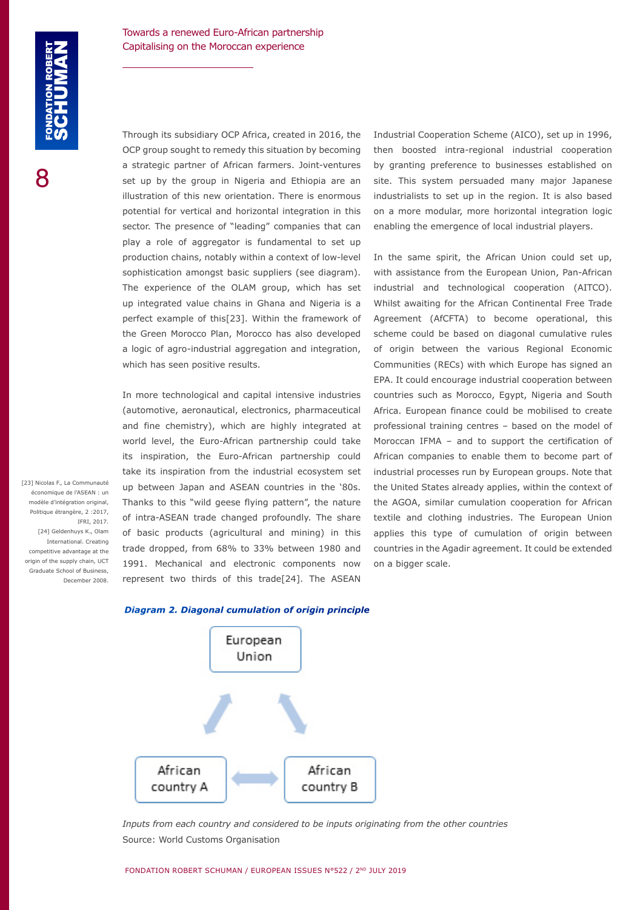Through its subsidiary OCP Africa, created in 2016, the OCP group sought to remedy this situation by becoming a strategic partner of African farmers. Joint-ventures set up by the group in Nigeria and Ethiopia are an illustration of this new orientation. There is enormous potential for vertical and horizontal integration in this sector. The presence of "leading" companies that can play a role of aggregator is fundamental to set up production chains, notably within a context of low-level sophistication amongst basic suppliers (see diagram). The experience of the OLAM group, which has set up integrated value chains in Ghana and Nigeria is a perfect example of this[23]. Within the framework of the Green Morocco Plan, Morocco has also developed a logic of agro-industrial aggregation and integration, which has seen positive results.

In more technological and capital intensive industries (automotive, aeronautical, electronics, pharmaceutical and fine chemistry), which are highly integrated at world level, the Euro-African partnership could take its inspiration, the Euro-African partnership could take its inspiration from the industrial ecosystem set up between Japan and ASEAN countries in the '80s. Thanks to this "wild geese flying pattern", the nature of intra-ASEAN trade changed profoundly. The share of basic products (agricultural and mining) in this trade dropped, from 68% to 33% between 1980 and 1991. Mechanical and electronic components now represent two thirds of this trade[24]. The ASEAN Industrial Cooperation Scheme (AICO), set up in 1996, then boosted intra-regional industrial cooperation by granting preference to businesses established on site. This system persuaded many major Japanese industrialists to set up in the region. It is also based on a more modular, more horizontal integration logic enabling the emergence of local industrial players.

In the same spirit, the African Union could set up, with assistance from the European Union, Pan-African industrial and technological cooperation (AITCO). Whilst awaiting for the African Continental Free Trade Agreement (AfCFTA) to become operational, this scheme could be based on diagonal cumulative rules of origin between the various Regional Economic Communities (RECs) with which Europe has signed an EPA. It could encourage industrial cooperation between countries such as Morocco, Egypt, Nigeria and South Africa. European finance could be mobilised to create professional training centres – based on the model of Moroccan IFMA – and to support the certification of African companies to enable them to become part of industrial processes run by European groups. Note that the United States already applies, within the context of the AGOA, similar cumulation cooperation for African textile and clothing industries. The European Union applies this type of cumulation of origin between countries in the Agadir agreement. It could be extended on a bigger scale.

***Diagram 2. Diagonal cumulation of origin principle***

European Union

African country A

African country B

*Inputs from each country and considered to be inputs originating from the other countries*

Source: World Customs Organisation

[23] Nicolas F., La Communauté économique de l'ASEAN : un modèle d'intégration original, Politique étrangère, 2 :2017, IFRI, 2017.

[24] Geldenhuys K., Olam International. Creating competitive advantage at the origin of the supply chain, UCT Graduate School of Business, December 2008.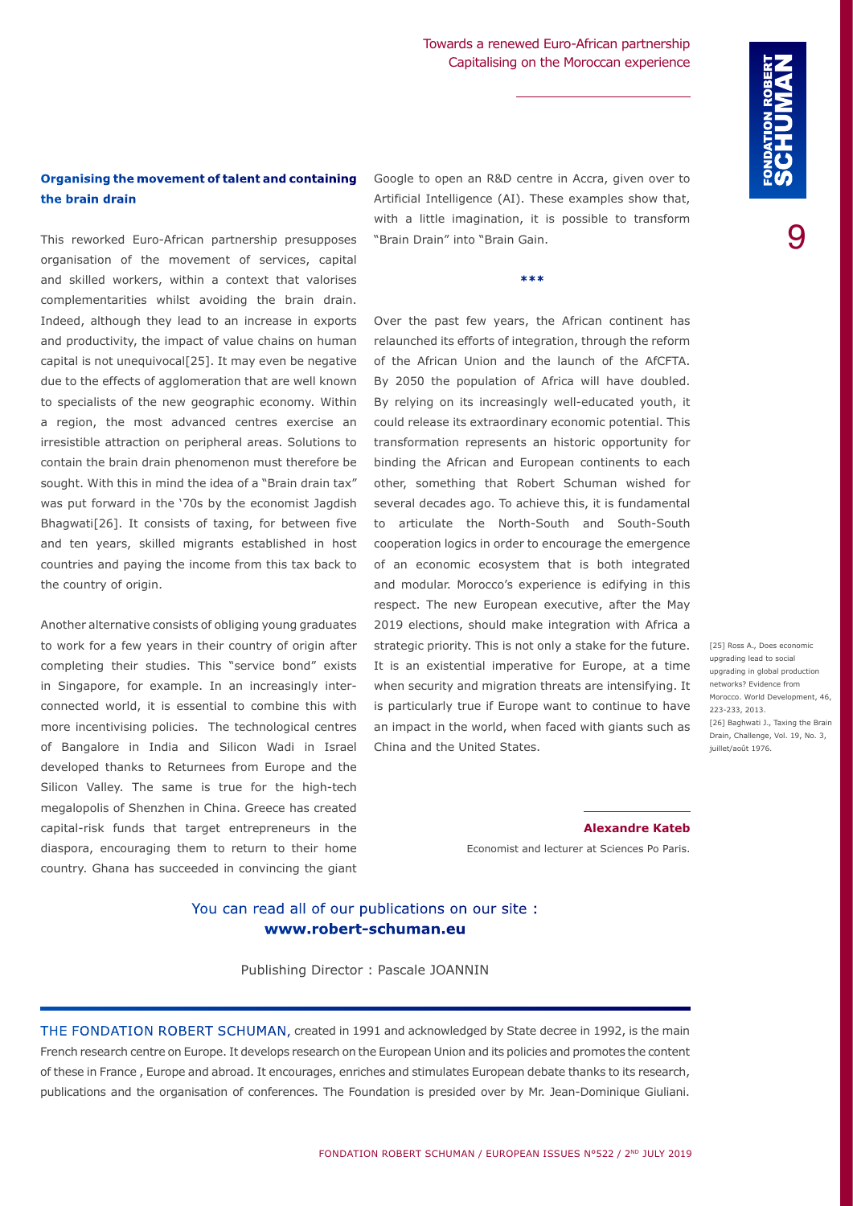### Organising the movement of talent and containing the brain drain

This reworked Euro-African partnership presupposes organisation of the movement of services, capital and skilled workers, within a context that valorises complementarities whilst avoiding the brain drain. Indeed, although they lead to an increase in exports and productivity, the impact of value chains on human capital is not unequivocal[25]. It may even be negative due to the effects of agglomeration that are well known to specialists of the new geographic economy. Within a region, the most advanced centres exercise an irresistible attraction on peripheral areas. Solutions to contain the brain drain phenomenon must therefore be sought. With this in mind the idea of a "Brain drain tax" was put forward in the '70s by the economist Jagdish Bhagwati[26]. It consists of taxing, for between five and ten years, skilled migrants established in host countries and paying the income from this tax back to the country of origin.

Another alternative consists of obliging young graduates to work for a few years in their country of origin after completing their studies. This "service bond" exists in Singapore, for example. In an increasingly inter-connected world, it is essential to combine this with more incentivising policies. The technological centres of Bangalore in India and Silicon Wadi in Israel developed thanks to Returnees from Europe and the Silicon Valley. The same is true for the high-tech megalopolis of Shenzhen in China. Greece has created capital-risk funds that target entrepreneurs in the diaspora, encouraging them to return to their home country. Ghana has succeeded in convincing the giant Google to open an R&D centre in Accra, given over to Artificial Intelligence (AI). These examples show that, with a little imagination, it is possible to transform "Brain Drain" into "Brain Gain.

***

Over the past few years, the African continent has relaunched its efforts of integration, through the reform of the African Union and the launch of the AfCFTA. By 2050 the population of Africa will have doubled. By relying on its increasingly well-educated youth, it could release its extraordinary economic potential. This transformation represents an historic opportunity for binding the African and European continents to each other, something that Robert Schuman wished for several decades ago. To achieve this, it is fundamental to articulate the North-South and South-South cooperation logics in order to encourage the emergence of an economic ecosystem that is both integrated and modular. Morocco's experience is edifying in this respect. The new European executive, after the May 2019 elections, should make integration with Africa a strategic priority. This is not only a stake for the future. It is an existential imperative for Europe, at a time when security and migration threats are intensifying. It is particularly true if Europe want to continue to have an impact in the world, when faced with giants such as China and the United States.

**Alexandre Kateb**

Economist and lecturer at Sciences Po Paris.

[25] Ross A., Does economic upgrading lead to social upgrading in global production networks? Evidence from Morocco. World Development, 46, 223-233, 2013.

[26] Baghwati J., Taxing the Brain Drain, Challenge, Vol. 19, No. 3, juillet/août 1976.

You can read all of our publications on our site :
**www.robert-schuman.eu**

Publishing Director : Pascale JOANNIN

THE FONDATION ROBERT SCHUMAN, created in 1991 and acknowledged by State decree in 1992, is the main French research centre on Europe. It develops research on the European Union and its policies and promotes the content of these in France , Europe and abroad. It encourages, enriches and stimulates European debate thanks to its research, publications and the organisation of conferences. The Foundation is presided over by Mr. Jean-Dominique Giuliani.